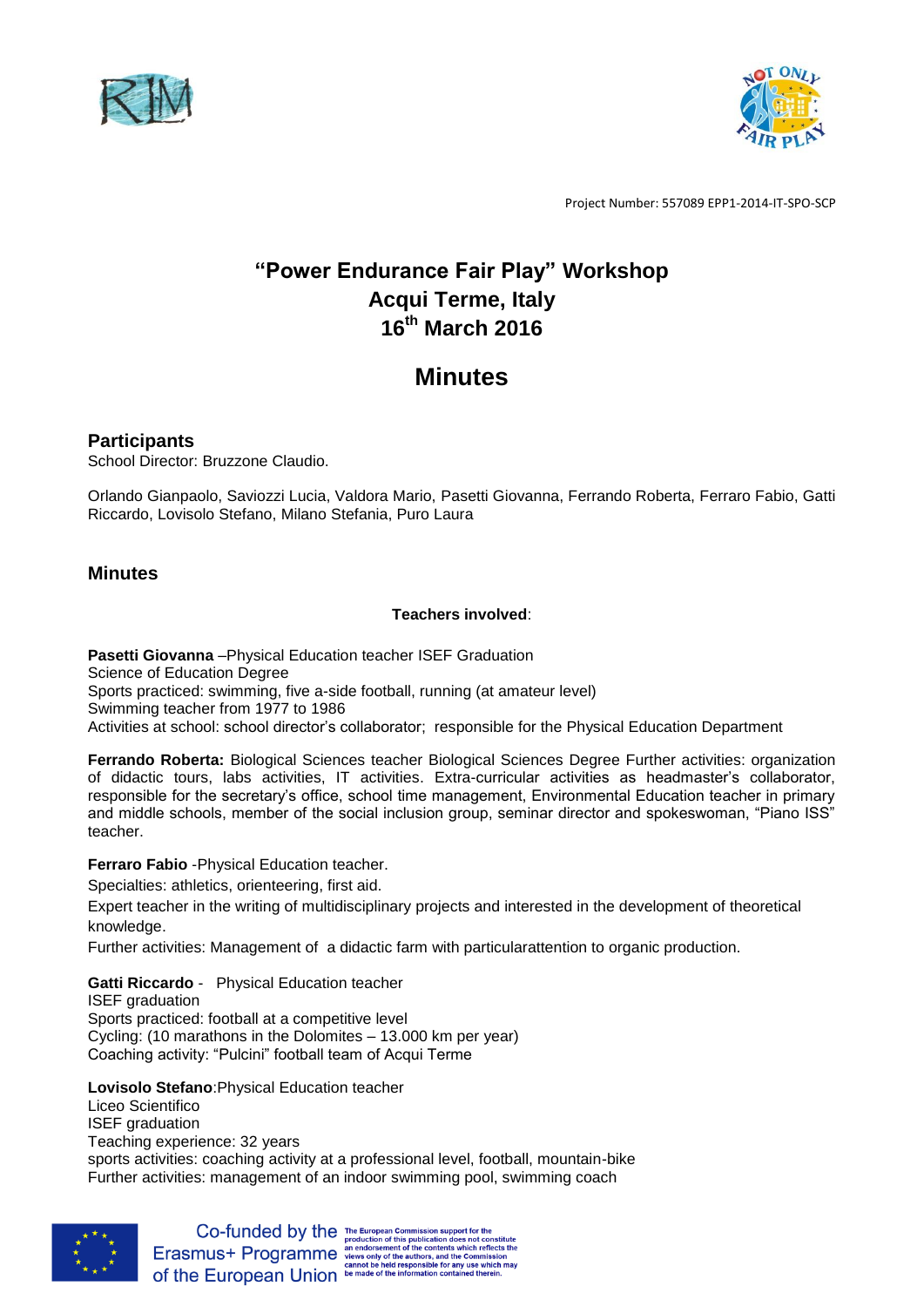Project Number: 557089 EPP1-2014-IT-SPO-SCP

# "Power Endurance Fair Play" Workshop
# Acqui Terme, Italy
# 16th March 2016

# Minutes

## Participants

School Director: Bruzzone Claudio.

Orlando Gianpaolo, Saviozzi Lucia, Valdora Mario, Pasetti Giovanna, Ferrando Roberta, Ferraro Fabio, Gatti Riccardo, Lovisolo Stefano, Milano Stefania, Puro Laura

## Minutes

**Teachers involved**:

**Pasetti Giovanna** –Physical Education teacher ISEF Graduation
Science of Education Degree
Sports practiced: swimming, five a-side football, running (at amateur level)
Swimming teacher from 1977 to 1986
Activities at school: school director's collaborator; responsible for the Physical Education Department

**Ferrando Roberta:** Biological Sciences teacher Biological Sciences Degree Further activities: organization of didactic tours, labs activities, IT activities. Extra-curricular activities as headmaster's collaborator, responsible for the secretary's office, school time management, Environmental Education teacher in primary and middle schools, member of the social inclusion group, seminar director and spokeswoman, "Piano ISS" teacher.

**Ferraro Fabio** -Physical Education teacher.

Specialties: athletics, orienteering, first aid.

Expert teacher in the writing of multidisciplinary projects and interested in the development of theoretical knowledge.

Further activities: Management of a didactic farm with particularattention to organic production.

**Gatti Riccardo** - Physical Education teacher
ISEF graduation
Sports practiced: football at a competitive level
Cycling: (10 marathons in the Dolomites – 13.000 km per year)
Coaching activity: "Pulcini" football team of Acqui Terme

**Lovisolo Stefano**:Physical Education teacher
Liceo Scientifico
ISEF graduation
Teaching experience: 32 years
sports activities: coaching activity at a professional level, football, mountain-bike
Further activities: management of an indoor swimming pool, swimming coach

Co-funded by the Erasmus+ Programme of the European Union. The European Commission support for the production of this publication does not constitute an endorsement of the contents which reflects the views only of the authors, and the Commission cannot be held responsible for any use which may be made of the information contained therein.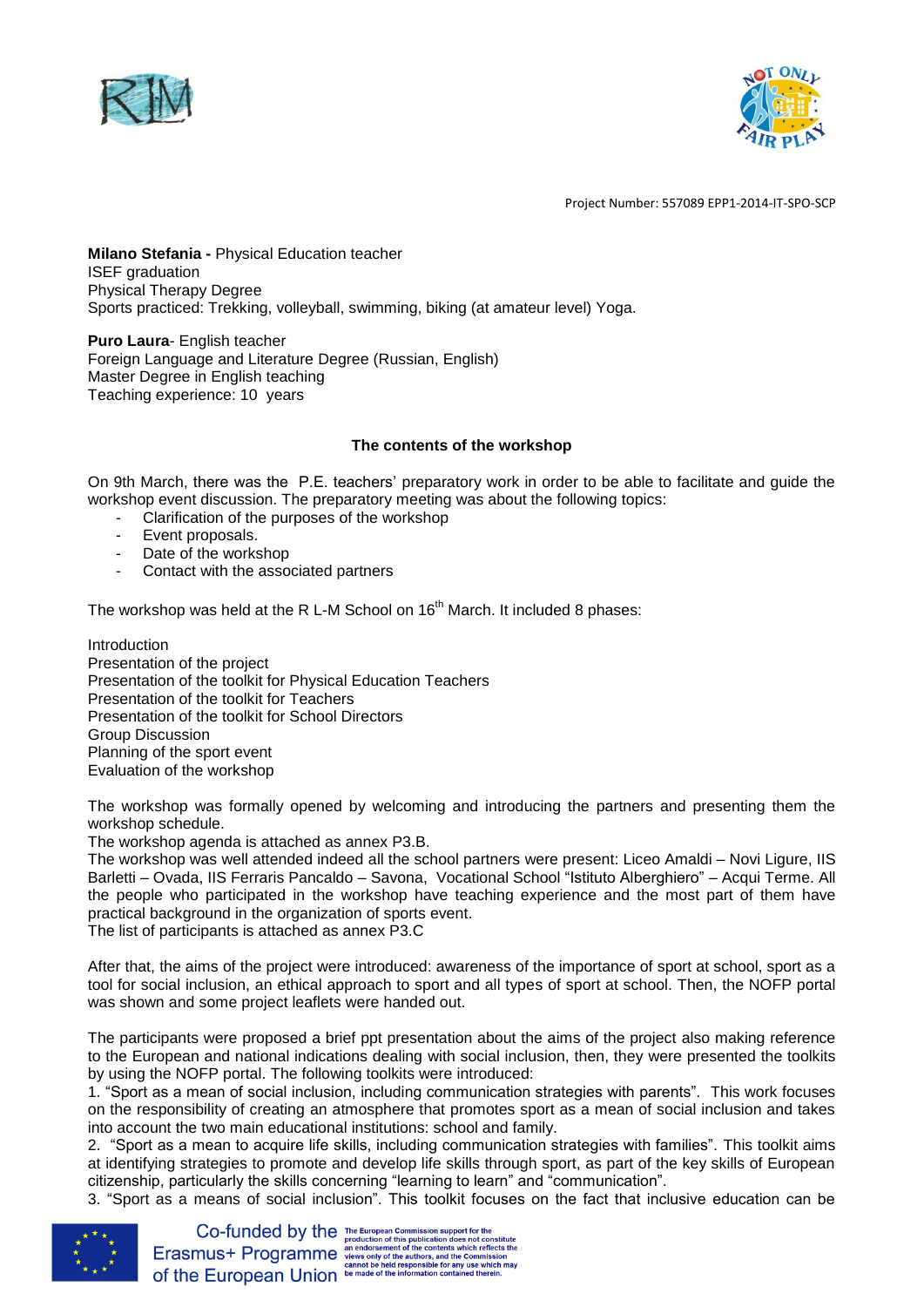Project Number: 557089 EPP1-2014-IT-SPO-SCP

**Milano Stefania -** Physical Education teacher
ISEF graduation
Physical Therapy Degree
Sports practiced: Trekking, volleyball, swimming, biking (at amateur level) Yoga.

**Puro Laura**- English teacher
Foreign Language and Literature Degree (Russian, English)
Master Degree in English teaching
Teaching experience: 10 years

**The contents of the workshop**

On 9th March, there was the P.E. teachers' preparatory work in order to be able to facilitate and guide the workshop event discussion. The preparatory meeting was about the following topics:

- Clarification of the purposes of the workshop
- Event proposals.
- Date of the workshop
- Contact with the associated partners

The workshop was held at the R L-M School on 16th March. It included 8 phases:

Introduction
Presentation of the project
Presentation of the toolkit for Physical Education Teachers
Presentation of the toolkit for Teachers
Presentation of the toolkit for School Directors
Group Discussion
Planning of the sport event
Evaluation of the workshop

The workshop was formally opened by welcoming and introducing the partners and presenting them the workshop schedule.
The workshop agenda is attached as annex P3.B.
The workshop was well attended indeed all the school partners were present: Liceo Amaldi – Novi Ligure, IIS Barletti – Ovada, IIS Ferraris Pancaldo – Savona, Vocational School "Istituto Alberghiero" – Acqui Terme. All the people who participated in the workshop have teaching experience and the most part of them have practical background in the organization of sports event.
The list of participants is attached as annex P3.C

After that, the aims of the project were introduced: awareness of the importance of sport at school, sport as a tool for social inclusion, an ethical approach to sport and all types of sport at school. Then, the NOFP portal was shown and some project leaflets were handed out.

The participants were proposed a brief ppt presentation about the aims of the project also making reference to the European and national indications dealing with social inclusion, then, they were presented the toolkits by using the NOFP portal. The following toolkits were introduced:

1. "Sport as a mean of social inclusion, including communication strategies with parents". This work focuses on the responsibility of creating an atmosphere that promotes sport as a mean of social inclusion and takes into account the two main educational institutions: school and family.
2. "Sport as a mean to acquire life skills, including communication strategies with families". This toolkit aims at identifying strategies to promote and develop life skills through sport, as part of the key skills of European citizenship, particularly the skills concerning "learning to learn" and "communication".
3. "Sport as a means of social inclusion". This toolkit focuses on the fact that inclusive education can be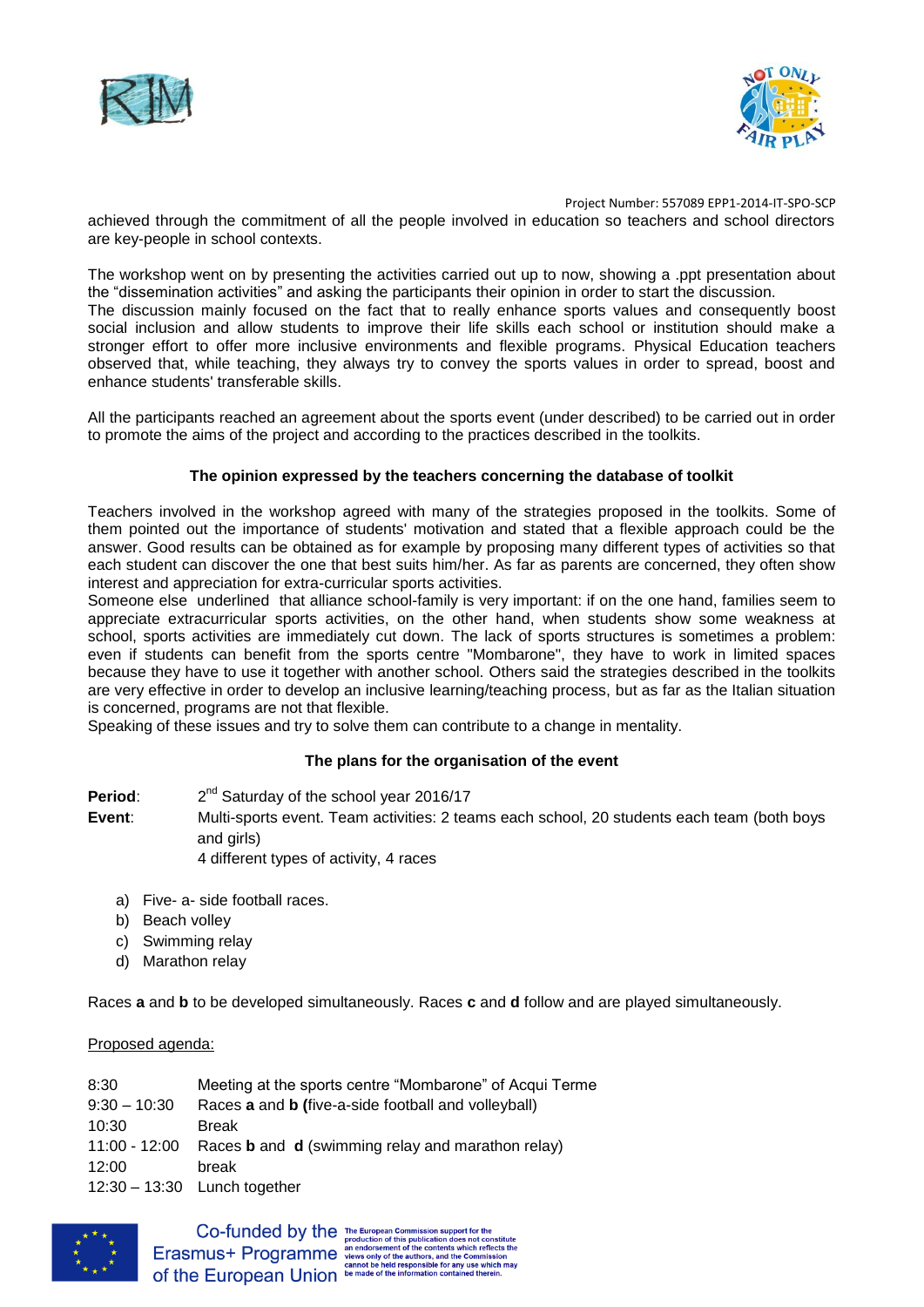achieved through the commitment of all the people involved in education so teachers and school directors are key-people in school contexts.

The workshop went on by presenting the activities carried out up to now, showing a .ppt presentation about the "dissemination activities" and asking the participants their opinion in order to start the discussion.
The discussion mainly focused on the fact that to really enhance sports values and consequently boost social inclusion and allow students to improve their life skills each school or institution should make a stronger effort to offer more inclusive environments and flexible programs. Physical Education teachers observed that, while teaching, they always try to convey the sports values in order to spread, boost and enhance students' transferable skills.

All the participants reached an agreement about the sports event (under described) to be carried out in order to promote the aims of the project and according to the practices described in the toolkits.

### The opinion expressed by the teachers concerning the database of toolkit

Teachers involved in the workshop agreed with many of the strategies proposed in the toolkits. Some of them pointed out the importance of students' motivation and stated that a flexible approach could be the answer. Good results can be obtained as for example by proposing many different types of activities so that each student can discover the one that best suits him/her. As far as parents are concerned, they often show interest and appreciation for extra-curricular sports activities.
Someone else underlined that alliance school-family is very important: if on the one hand, families seem to appreciate extracurricular sports activities, on the other hand, when students show some weakness at school, sports activities are immediately cut down. The lack of sports structures is sometimes a problem: even if students can benefit from the sports centre "Mombarone", they have to work in limited spaces because they have to use it together with another school. Others said the strategies described in the toolkits are very effective in order to develop an inclusive learning/teaching process, but as far as the Italian situation is concerned, programs are not that flexible.
Speaking of these issues and try to solve them can contribute to a change in mentality.

### The plans for the organisation of the event

**Period**: 2nd Saturday of the school year 2016/17

**Event**: Multi-sports event. Team activities: 2 teams each school, 20 students each team (both boys and girls)
4 different types of activity, 4 races

a) Five- a- side football races.
b) Beach volley
c) Swimming relay
d) Marathon relay

Races **a** and **b** to be developed simultaneously. Races **c** and **d** follow and are played simultaneously.

<u>Proposed agenda:</u>

| | |
|---|---|
| 8:30 | Meeting at the sports centre "Mombarone" of Acqui Terme |
| 9:30 – 10:30 | Races **a** and **b** (five-a-side football and volleyball) |
| 10:30 | Break |
| 11:00 - 12:00 | Races **b** and **d** (swimming relay and marathon relay) |
| 12:00 | break |
| 12:30 – 13:30 | Lunch together |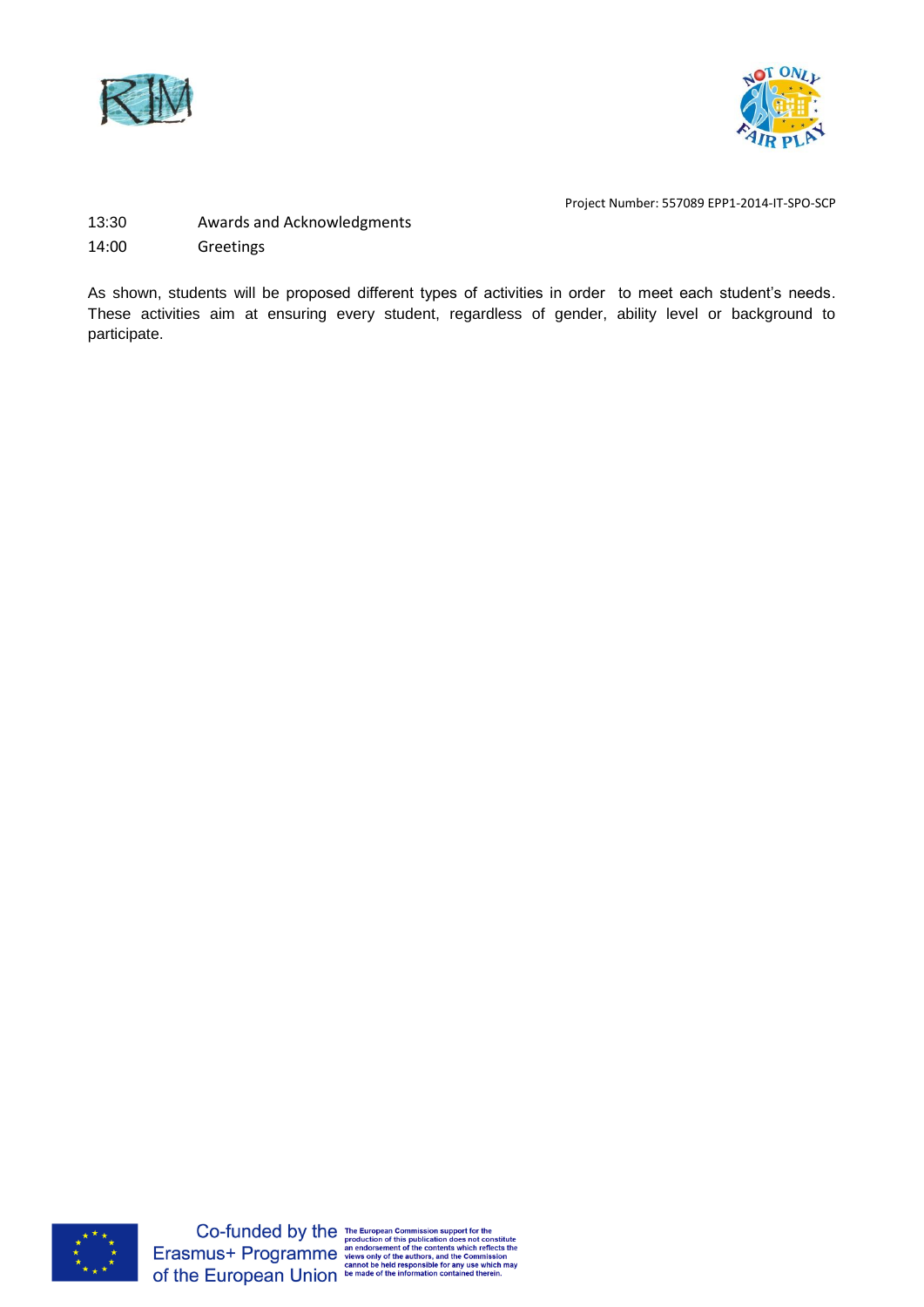| | |
|---|---|
| 13:30 | Awards and Acknowledgments |
| 14:00 | Greetings |

As shown, students will be proposed different types of activities in order to meet each student's needs. These activities aim at ensuring every student, regardless of gender, ability level or background to participate.